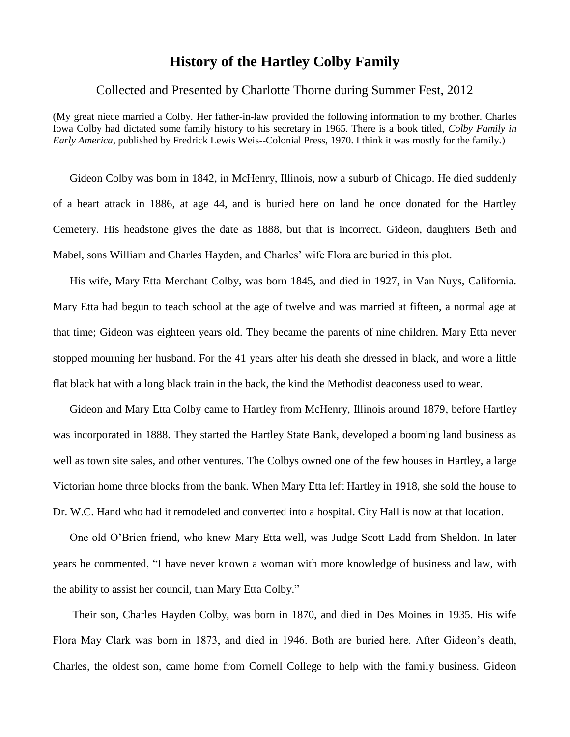# History of the Hartley Colby Family

Collected and Presented by Charlotte Thorne during Summer Fest, 2012

(My great niece married a Colby. Her father-in-law provided the following information to my brother. Charles Iowa Colby had dictated some family history to his secretary in 1965. There is a book titled, *Colby Family in Early America*, published by Fredrick Lewis Weis--Colonial Press, 1970. I think it was mostly for the family.)

Gideon Colby was born in 1842, in McHenry, Illinois, now a suburb of Chicago. He died suddenly of a heart attack in 1886, at age 44, and is buried here on land he once donated for the Hartley Cemetery. His headstone gives the date as 1888, but that is incorrect. Gideon, daughters Beth and Mabel, sons William and Charles Hayden, and Charles' wife Flora are buried in this plot.

His wife, Mary Etta Merchant Colby, was born 1845, and died in 1927, in Van Nuys, California. Mary Etta had begun to teach school at the age of twelve and was married at fifteen, a normal age at that time; Gideon was eighteen years old. They became the parents of nine children. Mary Etta never stopped mourning her husband. For the 41 years after his death she dressed in black, and wore a little flat black hat with a long black train in the back, the kind the Methodist deaconess used to wear.

Gideon and Mary Etta Colby came to Hartley from McHenry, Illinois around 1879, before Hartley was incorporated in 1888. They started the Hartley State Bank, developed a booming land business as well as town site sales, and other ventures. The Colbys owned one of the few houses in Hartley, a large Victorian home three blocks from the bank. When Mary Etta left Hartley in 1918, she sold the house to Dr. W.C. Hand who had it remodeled and converted into a hospital. City Hall is now at that location.

One old O'Brien friend, who knew Mary Etta well, was Judge Scott Ladd from Sheldon. In later years he commented, "I have never known a woman with more knowledge of business and law, with the ability to assist her council, than Mary Etta Colby."

Their son, Charles Hayden Colby, was born in 1870, and died in Des Moines in 1935. His wife Flora May Clark was born in 1873, and died in 1946. Both are buried here. After Gideon's death, Charles, the oldest son, came home from Cornell College to help with the family business. Gideon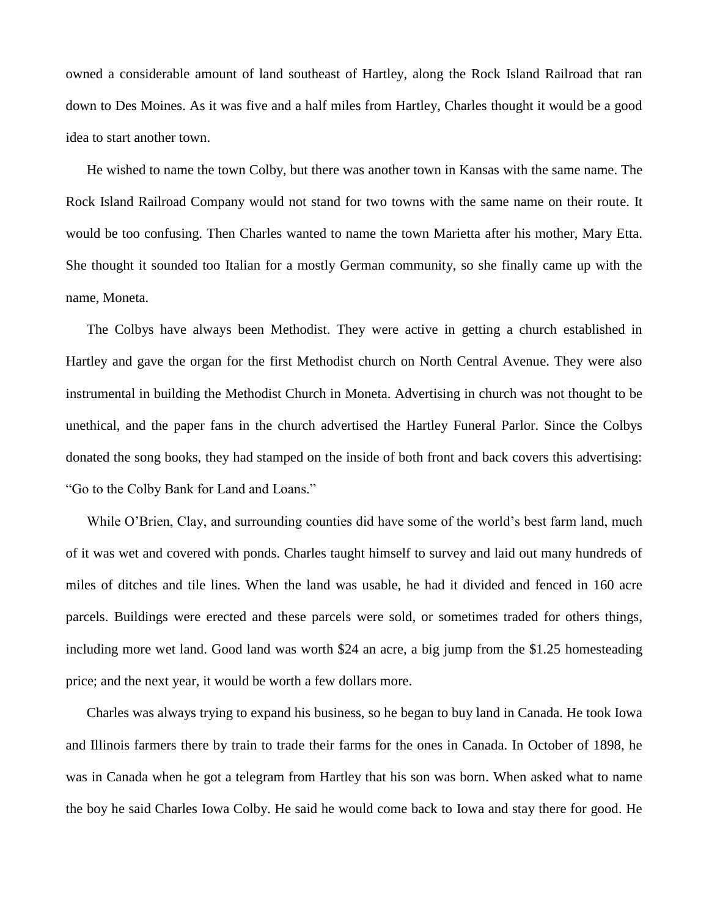owned a considerable amount of land southeast of Hartley, along the Rock Island Railroad that ran down to Des Moines. As it was five and a half miles from Hartley, Charles thought it would be a good idea to start another town.

He wished to name the town Colby, but there was another town in Kansas with the same name. The Rock Island Railroad Company would not stand for two towns with the same name on their route. It would be too confusing. Then Charles wanted to name the town Marietta after his mother, Mary Etta. She thought it sounded too Italian for a mostly German community, so she finally came up with the name, Moneta.

The Colbys have always been Methodist. They were active in getting a church established in Hartley and gave the organ for the first Methodist church on North Central Avenue. They were also instrumental in building the Methodist Church in Moneta. Advertising in church was not thought to be unethical, and the paper fans in the church advertised the Hartley Funeral Parlor. Since the Colbys donated the song books, they had stamped on the inside of both front and back covers this advertising: "Go to the Colby Bank for Land and Loans."

While O'Brien, Clay, and surrounding counties did have some of the world's best farm land, much of it was wet and covered with ponds. Charles taught himself to survey and laid out many hundreds of miles of ditches and tile lines. When the land was usable, he had it divided and fenced in 160 acre parcels. Buildings were erected and these parcels were sold, or sometimes traded for others things, including more wet land. Good land was worth $24 an acre, a big jump from the $1.25 homesteading price; and the next year, it would be worth a few dollars more.

Charles was always trying to expand his business, so he began to buy land in Canada. He took Iowa and Illinois farmers there by train to trade their farms for the ones in Canada. In October of 1898, he was in Canada when he got a telegram from Hartley that his son was born. When asked what to name the boy he said Charles Iowa Colby. He said he would come back to Iowa and stay there for good. He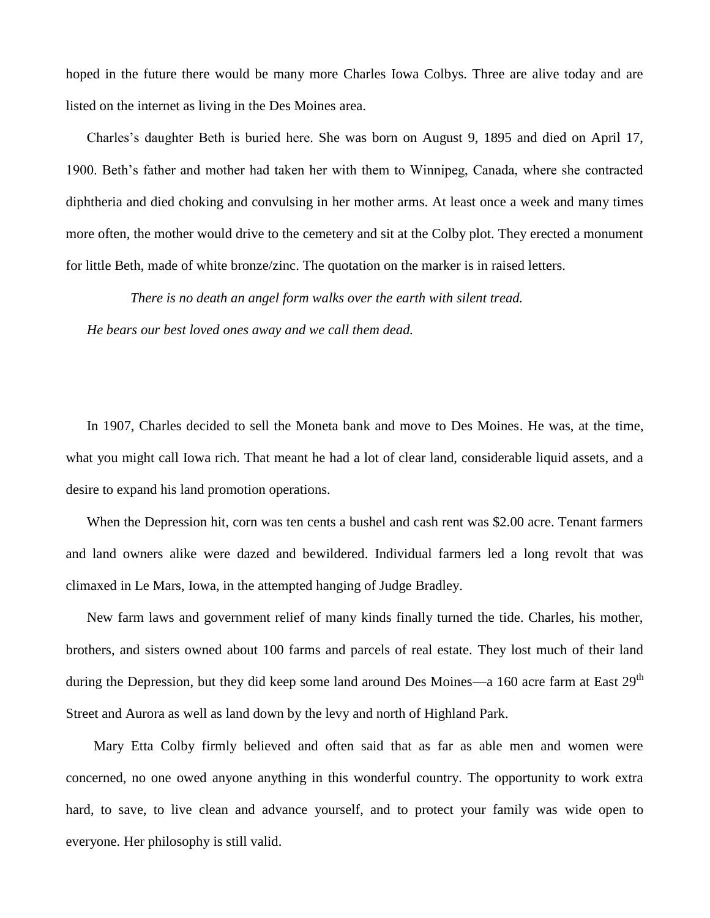hoped in the future there would be many more Charles Iowa Colbys. Three are alive today and are listed on the internet as living in the Des Moines area.

Charles's daughter Beth is buried here. She was born on August 9, 1895 and died on April 17, 1900. Beth's father and mother had taken her with them to Winnipeg, Canada, where she contracted diphtheria and died choking and convulsing in her mother arms. At least once a week and many times more often, the mother would drive to the cemetery and sit at the Colby plot. They erected a monument for little Beth, made of white bronze/zinc. The quotation on the marker is in raised letters.

*There is no death an angel form walks over the earth with silent tread.*
*He bears our best loved ones away and we call them dead.*

In 1907, Charles decided to sell the Moneta bank and move to Des Moines. He was, at the time, what you might call Iowa rich. That meant he had a lot of clear land, considerable liquid assets, and a desire to expand his land promotion operations.

When the Depression hit, corn was ten cents a bushel and cash rent was $2.00 acre. Tenant farmers and land owners alike were dazed and bewildered. Individual farmers led a long revolt that was climaxed in Le Mars, Iowa, in the attempted hanging of Judge Bradley.

New farm laws and government relief of many kinds finally turned the tide. Charles, his mother, brothers, and sisters owned about 100 farms and parcels of real estate. They lost much of their land during the Depression, but they did keep some land around Des Moines—a 160 acre farm at East 29th Street and Aurora as well as land down by the levy and north of Highland Park.

Mary Etta Colby firmly believed and often said that as far as able men and women were concerned, no one owed anyone anything in this wonderful country. The opportunity to work extra hard, to save, to live clean and advance yourself, and to protect your family was wide open to everyone. Her philosophy is still valid.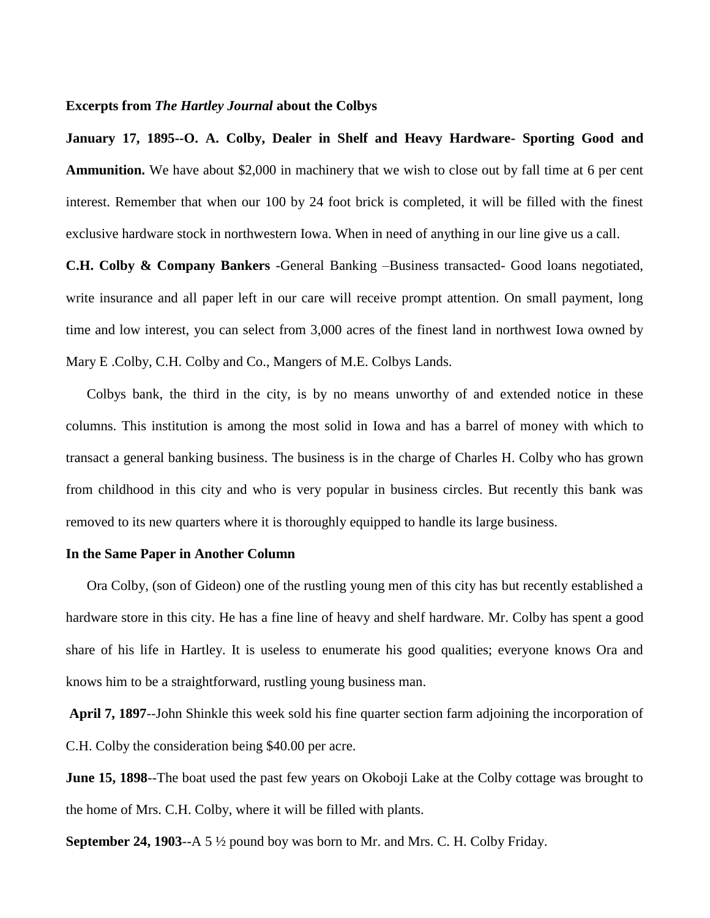**Excerpts from *The Hartley Journal* about the Colbys**

**January 17, 1895--O. A. Colby, Dealer in Shelf and Heavy Hardware- Sporting Good and Ammunition.** We have about $2,000 in machinery that we wish to close out by fall time at 6 per cent interest. Remember that when our 100 by 24 foot brick is completed, it will be filled with the finest exclusive hardware stock in northwestern Iowa. When in need of anything in our line give us a call.

**C.H. Colby & Company Bankers** -General Banking –Business transacted- Good loans negotiated, write insurance and all paper left in our care will receive prompt attention. On small payment, long time and low interest, you can select from 3,000 acres of the finest land in northwest Iowa owned by Mary E .Colby, C.H. Colby and Co., Mangers of M.E. Colbys Lands.

Colbys bank, the third in the city, is by no means unworthy of and extended notice in these columns. This institution is among the most solid in Iowa and has a barrel of money with which to transact a general banking business. The business is in the charge of Charles H. Colby who has grown from childhood in this city and who is very popular in business circles. But recently this bank was removed to its new quarters where it is thoroughly equipped to handle its large business.

**In the Same Paper in Another Column**

Ora Colby, (son of Gideon) one of the rustling young men of this city has but recently established a hardware store in this city. He has a fine line of heavy and shelf hardware. Mr. Colby has spent a good share of his life in Hartley. It is useless to enumerate his good qualities; everyone knows Ora and knows him to be a straightforward, rustling young business man.

**April 7, 1897**--John Shinkle this week sold his fine quarter section farm adjoining the incorporation of C.H. Colby the consideration being $40.00 per acre.

**June 15, 1898**--The boat used the past few years on Okoboji Lake at the Colby cottage was brought to the home of Mrs. C.H. Colby, where it will be filled with plants.

**September 24, 1903**--A 5 ½ pound boy was born to Mr. and Mrs. C. H. Colby Friday.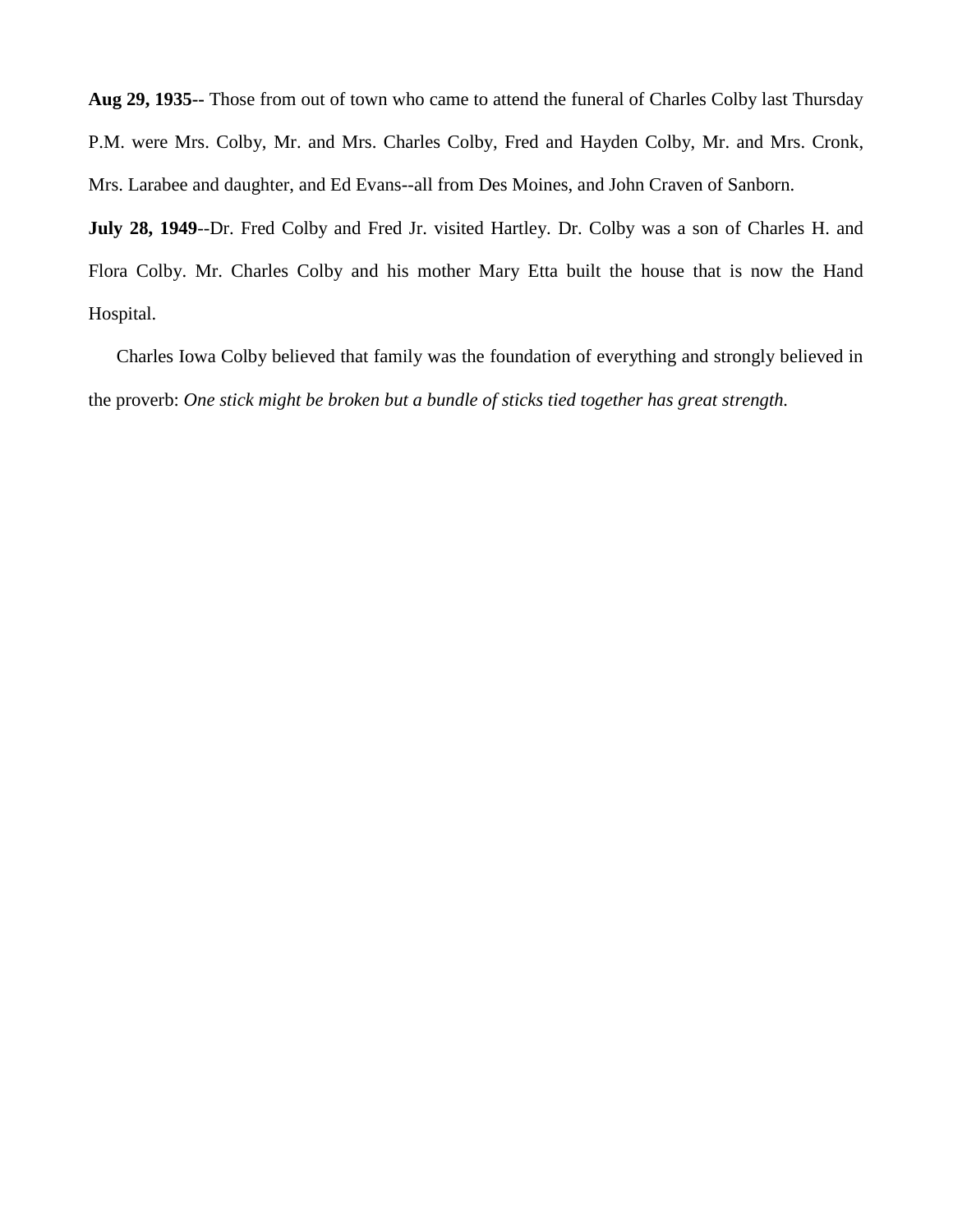**Aug 29, 1935--** Those from out of town who came to attend the funeral of Charles Colby last Thursday P.M. were Mrs. Colby, Mr. and Mrs. Charles Colby, Fred and Hayden Colby, Mr. and Mrs. Cronk, Mrs. Larabee and daughter, and Ed Evans--all from Des Moines, and John Craven of Sanborn.

**July 28, 1949**--Dr. Fred Colby and Fred Jr. visited Hartley. Dr. Colby was a son of Charles H. and Flora Colby. Mr. Charles Colby and his mother Mary Etta built the house that is now the Hand Hospital.

Charles Iowa Colby believed that family was the foundation of everything and strongly believed in the proverb: *One stick might be broken but a bundle of sticks tied together has great strength.*